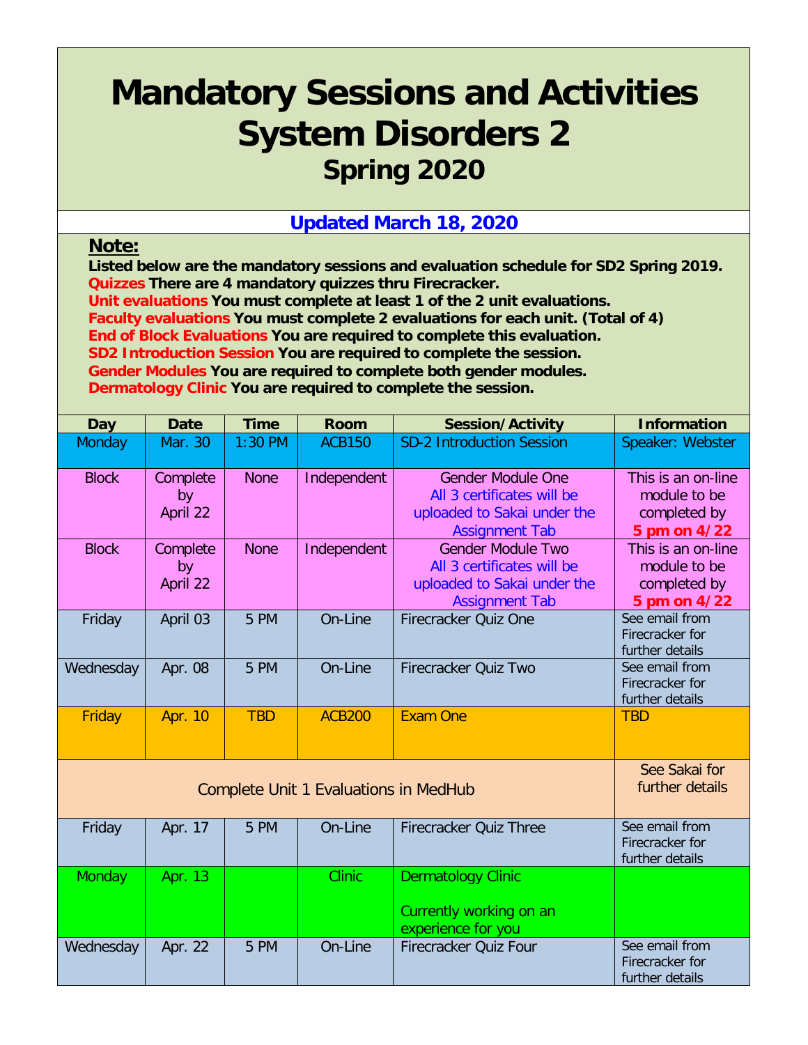# Mandatory Sessions and Activities System Disorders 2
## Spring 2020

**Updated March 18, 2020**

**Note:**

**Listed below are the mandatory sessions and evaluation schedule for SD2 Spring 2019.**
**Quizzes There are 4 mandatory quizzes thru Firecracker.**
**Unit evaluations You must complete at least 1 of the 2 unit evaluations.**
**Faculty evaluations You must complete 2 evaluations for each unit. (Total of 4)**
**End of Block Evaluations You are required to complete this evaluation.**
**SD2 Introduction Session You are required to complete the session.**
**Gender Modules You are required to complete both gender modules.**
**Dermatology Clinic You are required to complete the session.**

| Day | Date | Time | Room | Session/Activity | Information |
|---|---|---|---|---|---|
| Monday | Mar. 30 | 1:30 PM | ACB150 | SD-2 Introduction Session | Speaker: Webster |
| Block | Complete by April 22 | None | Independent | Gender Module One<br>All 3 certificates will be uploaded to Sakai under the Assignment Tab | This is an on-line module to be completed by **5 pm on 4/22** |
| Block | Complete by April 22 | None | Independent | Gender Module Two<br>All 3 certificates will be uploaded to Sakai under the Assignment Tab | This is an on-line module to be completed by **5 pm on 4/22** |
| Friday | April 03 | 5 PM | On-Line | Firecracker Quiz One | See email from Firecracker for further details |
| Wednesday | Apr. 08 | 5 PM | On-Line | Firecracker Quiz Two | See email from Firecracker for further details |
| Friday | Apr. 10 | TBD | ACB200 | Exam One | TBD |
| Complete Unit 1 Evaluations in MedHub | | | | | See Sakai for further details |
| Friday | Apr. 17 | 5 PM | On-Line | Firecracker Quiz Three | See email from Firecracker for further details |
| Monday | Apr. 13 | | Clinic | Dermatology Clinic<br><br>Currently working on an experience for you | |
| Wednesday | Apr. 22 | 5 PM | On-Line | Firecracker Quiz Four | See email from Firecracker for further details |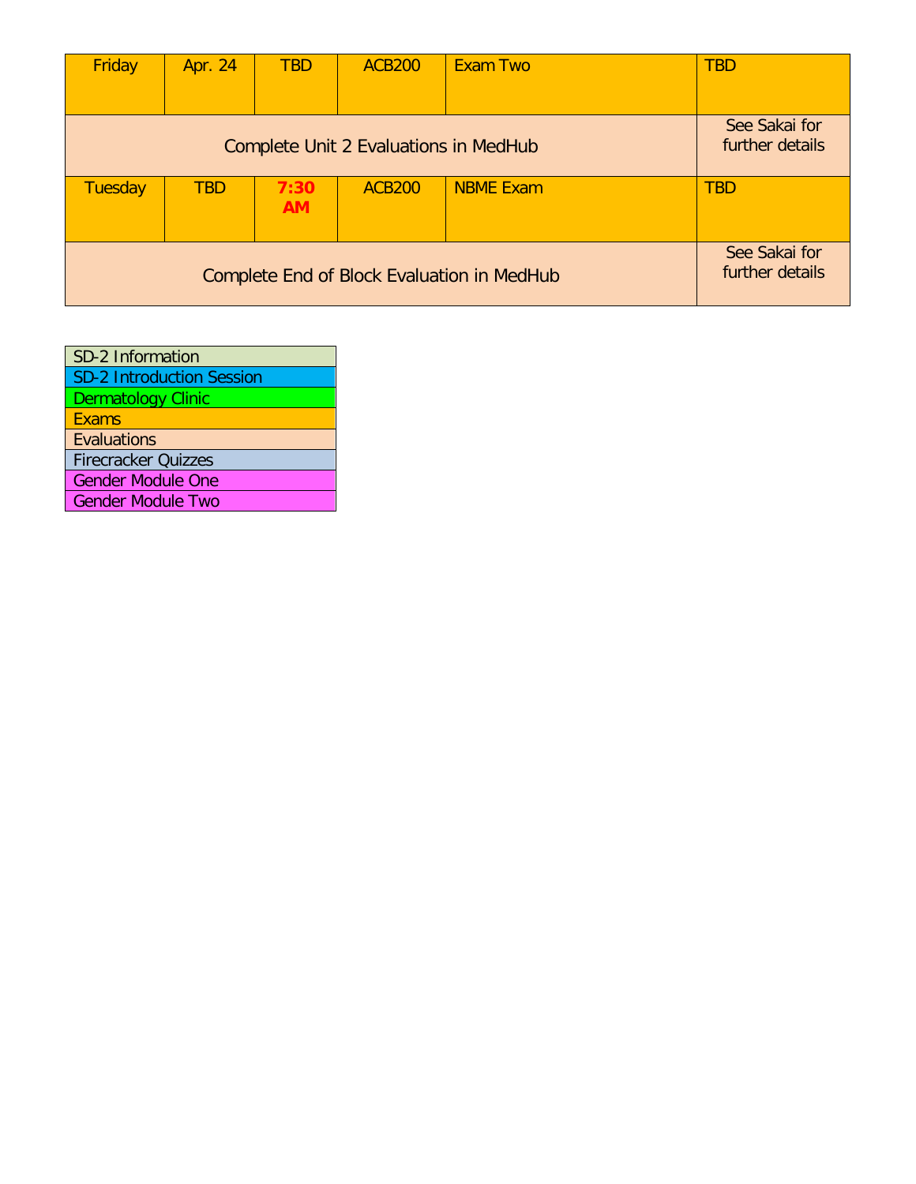| | | | | | |
|---|---|---|---|---|---|
| Friday | Apr. 24 | TBD | ACB200 | Exam Two | TBD |
| Complete Unit 2 Evaluations in MedHub | | | | | See Sakai for further details |
| Tuesday | TBD | **7:30 AM** | ACB200 | NBME Exam | TBD |
| Complete End of Block Evaluation in MedHub | | | | | See Sakai for further details |

| |
|---|
| SD-2 Information |
| SD-2 Introduction Session |
| Dermatology Clinic |
| Exams |
| Evaluations |
| Firecracker Quizzes |
| Gender Module One |
| Gender Module Two |